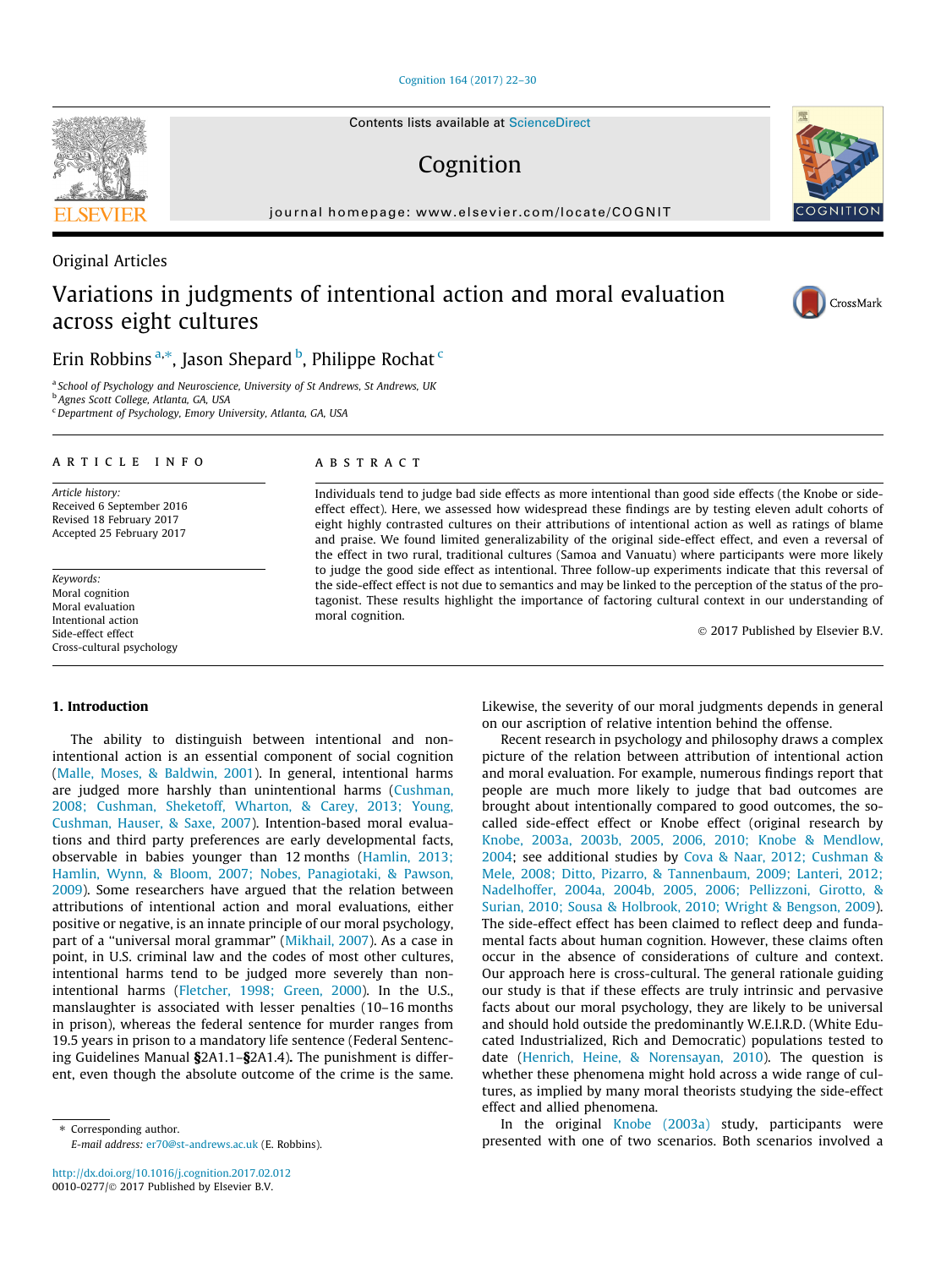Original Articles

# Variations in judgments of intentional action and moral evaluation across eight cultures

Erin Robbins [a,*], Jason Shepard [b], Philippe Rochat [c]

[a] School of Psychology and Neuroscience, University of St Andrews, St Andrews, UK
[b] Agnes Scott College, Atlanta, GA, USA
[c] Department of Psychology, Emory University, Atlanta, GA, USA

**ARTICLE INFO**

*Article history:*
Received 6 September 2016
Revised 18 February 2017
Accepted 25 February 2017

*Keywords:*
Moral cognition
Moral evaluation
Intentional action
Side-effect effect
Cross-cultural psychology

**ABSTRACT**

Individuals tend to judge bad side effects as more intentional than good side effects (the Knobe or side-effect effect). Here, we assessed how widespread these findings are by testing eleven adult cohorts of eight highly contrasted cultures on their attributions of intentional action as well as ratings of blame and praise. We found limited generalizability of the original side-effect effect, and even a reversal of the effect in two rural, traditional cultures (Samoa and Vanuatu) where participants were more likely to judge the good side effect as intentional. Three follow-up experiments indicate that this reversal of the side-effect effect is not due to semantics and may be linked to the perception of the status of the protagonist. These results highlight the importance of factoring cultural context in our understanding of moral cognition.

© 2017 Published by Elsevier B.V.

## 1. Introduction

The ability to distinguish between intentional and non-intentional action is an essential component of social cognition (Malle, Moses, & Baldwin, 2001). In general, intentional harms are judged more harshly than unintentional harms (Cushman, 2008; Cushman, Sheketoff, Wharton, & Carey, 2013; Young, Cushman, Hauser, & Saxe, 2007). Intention-based moral evaluations and third party preferences are early developmental facts, observable in babies younger than 12 months (Hamlin, 2013; Hamlin, Wynn, & Bloom, 2007; Nobes, Panagiotaki, & Pawson, 2009). Some researchers have argued that the relation between attributions of intentional action and moral evaluations, either positive or negative, is an innate principle of our moral psychology, part of a "universal moral grammar" (Mikhail, 2007). As a case in point, in U.S. criminal law and the codes of most other cultures, intentional harms tend to be judged more severely than non-intentional harms (Fletcher, 1998; Green, 2000). In the U.S., manslaughter is associated with lesser penalties (10–16 months in prison), whereas the federal sentence for murder ranges from 19.5 years in prison to a mandatory life sentence (Federal Sentencing Guidelines Manual §2A1.1–§2A1.4). The punishment is different, even though the absolute outcome of the crime is the same. Likewise, the severity of our moral judgments depends in general on our ascription of relative intention behind the offense.

Recent research in psychology and philosophy draws a complex picture of the relation between attribution of intentional action and moral evaluation. For example, numerous findings report that people are much more likely to judge that bad outcomes are brought about intentionally compared to good outcomes, the so-called side-effect effect or Knobe effect (original research by Knobe, 2003a, 2003b, 2005, 2006, 2010; Knobe & Mendlow, 2004; see additional studies by Cova & Naar, 2012; Cushman & Mele, 2008; Ditto, Pizarro, & Tannenbaum, 2009; Lanteri, 2012; Nadelhoffer, 2004a, 2004b, 2005, 2006; Pellizzoni, Girotto, & Surian, 2010; Sousa & Holbrook, 2010; Wright & Bengson, 2009). The side-effect effect has been claimed to reflect deep and fundamental facts about human cognition. However, these claims often occur in the absence of considerations of culture and context. Our approach here is cross-cultural. The general rationale guiding our study is that if these effects are truly intrinsic and pervasive facts about our moral psychology, they are likely to be universal and should hold outside the predominantly W.E.I.R.D. (White Educated Industrialized, Rich and Democratic) populations tested to date (Henrich, Heine, & Norensayan, 2010). The question is whether these phenomena might hold across a wide range of cultures, as implied by many moral theorists studying the side-effect effect and allied phenomena.

In the original Knobe (2003a) study, participants were presented with one of two scenarios. Both scenarios involved a

* Corresponding author.
E-mail address: er70@st-andrews.ac.uk (E. Robbins).

http://dx.doi.org/10.1016/j.cognition.2017.02.012
0010-0277/© 2017 Published by Elsevier B.V.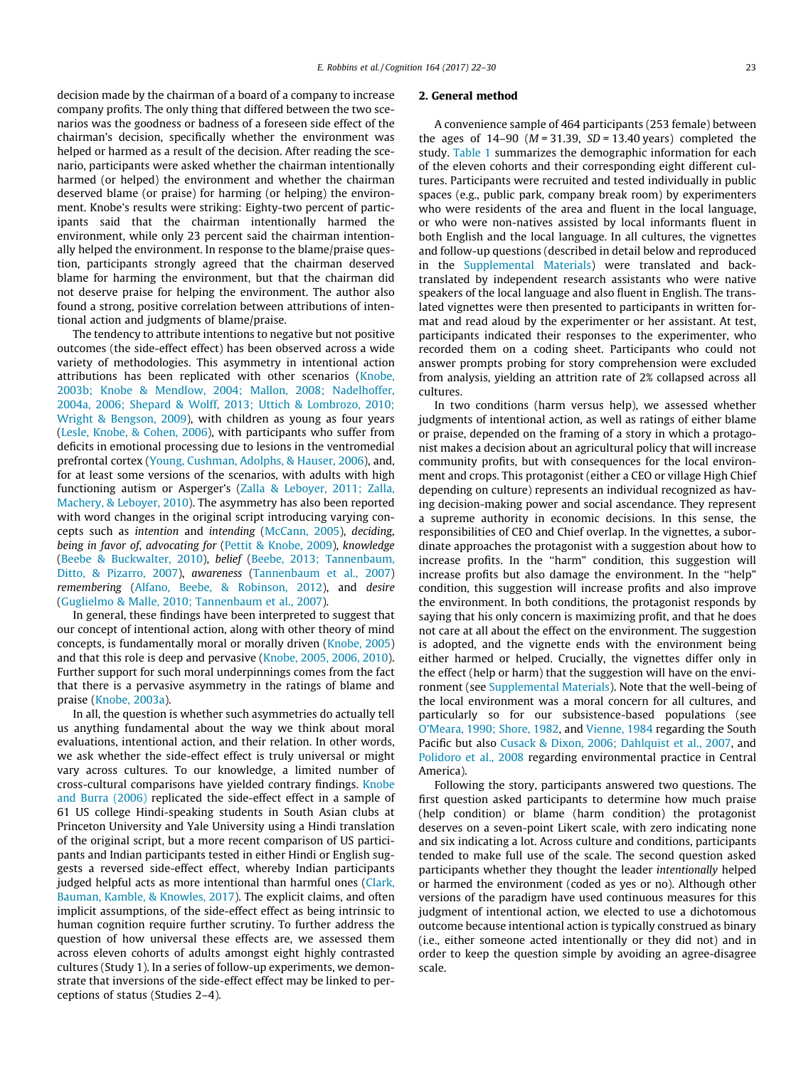decision made by the chairman of a board of a company to increase company profits. The only thing that differed between the two scenarios was the goodness or badness of a foreseen side effect of the chairman's decision, specifically whether the environment was helped or harmed as a result of the decision. After reading the scenario, participants were asked whether the chairman intentionally harmed (or helped) the environment and whether the chairman deserved blame (or praise) for harming (or helping) the environment. Knobe's results were striking: Eighty-two percent of participants said that the chairman intentionally harmed the environment, while only 23 percent said the chairman intentionally helped the environment. In response to the blame/praise question, participants strongly agreed that the chairman deserved blame for harming the environment, but that the chairman did not deserve praise for helping the environment. The author also found a strong, positive correlation between attributions of intentional action and judgments of blame/praise.

The tendency to attribute intentions to negative but not positive outcomes (the side-effect effect) has been observed across a wide variety of methodologies. This asymmetry in intentional action attributions has been replicated with other scenarios (Knobe, 2003b; Knobe & Mendlow, 2004; Mallon, 2008; Nadelhoffer, 2004a, 2006; Shepard & Wolff, 2013; Uttich & Lombrozo, 2010; Wright & Bengson, 2009), with children as young as four years (Lesle, Knobe, & Cohen, 2006), with participants who suffer from deficits in emotional processing due to lesions in the ventromedial prefrontal cortex (Young, Cushman, Adolphs, & Hauser, 2006), and, for at least some versions of the scenarios, with adults with high functioning autism or Asperger's (Zalla & Leboyer, 2011; Zalla, Machery, & Leboyer, 2010). The asymmetry has also been reported with word changes in the original script introducing varying concepts such as *intention* and *intending* (McCann, 2005), *deciding, being in favor of, advocating for* (Pettit & Knobe, 2009), *knowledge* (Beebe & Buckwalter, 2010), *belief* (Beebe, 2013; Tannenbaum, Ditto, & Pizarro, 2007), *awareness* (Tannenbaum et al., 2007) *remembering* (Alfano, Beebe, & Robinson, 2012), and *desire* (Guglielmo & Malle, 2010; Tannenbaum et al., 2007).

In general, these findings have been interpreted to suggest that our concept of intentional action, along with other theory of mind concepts, is fundamentally moral or morally driven (Knobe, 2005) and that this role is deep and pervasive (Knobe, 2005, 2006, 2010). Further support for such moral underpinnings comes from the fact that there is a pervasive asymmetry in the ratings of blame and praise (Knobe, 2003a).

In all, the question is whether such asymmetries do actually tell us anything fundamental about the way we think about moral evaluations, intentional action, and their relation. In other words, we ask whether the side-effect effect is truly universal or might vary across cultures. To our knowledge, a limited number of cross-cultural comparisons have yielded contrary findings. Knobe and Burra (2006) replicated the side-effect effect in a sample of 61 US college Hindi-speaking students in South Asian clubs at Princeton University and Yale University using a Hindi translation of the original script, but a more recent comparison of US participants and Indian participants tested in either Hindi or English suggests a reversed side-effect effect, whereby Indian participants judged helpful acts as more intentional than harmful ones (Clark, Bauman, Kamble, & Knowles, 2017). The explicit claims, and often implicit assumptions, of the side-effect effect as being intrinsic to human cognition require further scrutiny. To further address the question of how universal these effects are, we assessed them across eleven cohorts of adults amongst eight highly contrasted cultures (Study 1). In a series of follow-up experiments, we demonstrate that inversions of the side-effect effect may be linked to perceptions of status (Studies 2–4).

## 2. General method

A convenience sample of 464 participants (253 female) between the ages of 14–90 ($M = 31.39$, $SD = 13.40$ years) completed the study. Table 1 summarizes the demographic information for each of the eleven cohorts and their corresponding eight different cultures. Participants were recruited and tested individually in public spaces (e.g., public park, company break room) by experimenters who were residents of the area and fluent in the local language, or who were non-natives assisted by local informants fluent in both English and the local language. In all cultures, the vignettes and follow-up questions (described in detail below and reproduced in the Supplemental Materials) were translated and back-translated by independent research assistants who were native speakers of the local language and also fluent in English. The translated vignettes were then presented to participants in written format and read aloud by the experimenter or her assistant. At test, participants indicated their responses to the experimenter, who recorded them on a coding sheet. Participants who could not answer prompts probing for story comprehension were excluded from analysis, yielding an attrition rate of 2% collapsed across all cultures.

In two conditions (harm versus help), we assessed whether judgments of intentional action, as well as ratings of either blame or praise, depended on the framing of a story in which a protagonist makes a decision about an agricultural policy that will increase community profits, but with consequences for the local environment and crops. This protagonist (either a CEO or village High Chief depending on culture) represents an individual recognized as having decision-making power and social ascendance. They represent a supreme authority in economic decisions. In this sense, the responsibilities of CEO and Chief overlap. In the vignettes, a subordinate approaches the protagonist with a suggestion about how to increase profits. In the "harm" condition, this suggestion will increase profits but also damage the environment. In the "help" condition, this suggestion will increase profits and also improve the environment. In both conditions, the protagonist responds by saying that his only concern is maximizing profit, and that he does not care at all about the effect on the environment. The suggestion is adopted, and the vignette ends with the environment being either harmed or helped. Crucially, the vignettes differ only in the effect (help or harm) that the suggestion will have on the environment (see Supplemental Materials). Note that the well-being of the local environment was a moral concern for all cultures, and particularly so for our subsistence-based populations (see O'Meara, 1990; Shore, 1982, and Vienne, 1984 regarding the South Pacific but also Cusack & Dixon, 2006; Dahlquist et al., 2007, and Polidoro et al., 2008 regarding environmental practice in Central America).

Following the story, participants answered two questions. The first question asked participants to determine how much praise (help condition) or blame (harm condition) the protagonist deserves on a seven-point Likert scale, with zero indicating none and six indicating a lot. Across culture and conditions, participants tended to make full use of the scale. The second question asked participants whether they thought the leader *intentionally* helped or harmed the environment (coded as yes or no). Although other versions of the paradigm have used continuous measures for this judgment of intentional action, we elected to use a dichotomous outcome because intentional action is typically construed as binary (i.e., either someone acted intentionally or they did not) and in order to keep the question simple by avoiding an agree-disagree scale.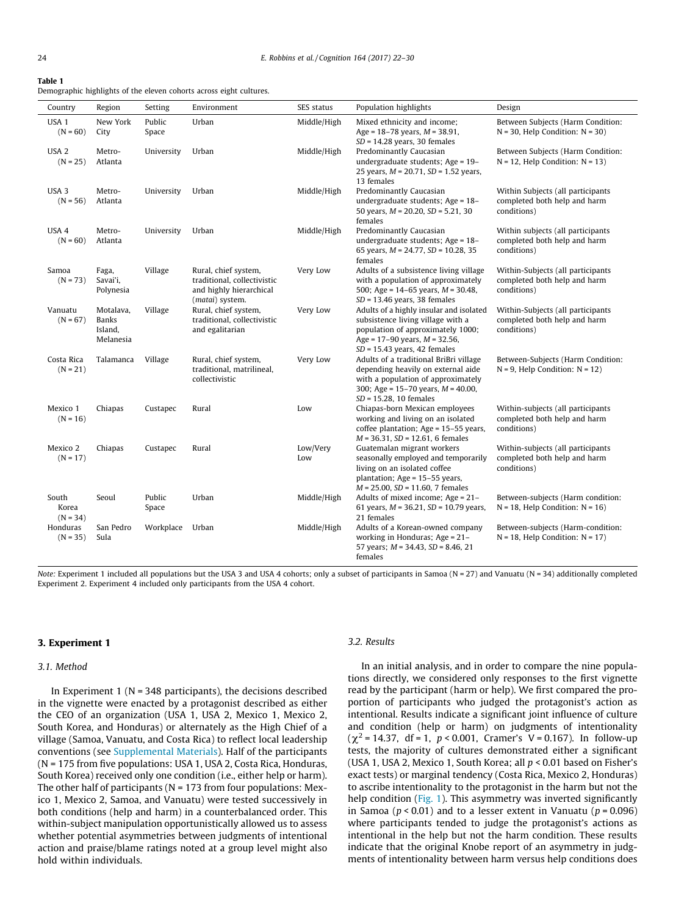**Table 1**
Demographic highlights of the eleven cohorts across eight cultures.

| Country | Region | Setting | Environment | SES status | Population highlights | Design |
|---|---|---|---|---|---|---|
| USA 1 (N = 60) | New York City | Public Space | Urban | Middle/High | Mixed ethnicity and income; Age = 18–78 years, *M* = 38.91, *SD* = 14.28 years, 30 females | Between Subjects (Harm Condition: N = 30, Help Condition: N = 30) |
| USA 2 (N = 25) | Metro-Atlanta | University | Urban | Middle/High | Predominantly Caucasian undergraduate students; Age = 19–25 years, *M* = 20.71, *SD* = 1.52 years, 13 females | Between Subjects (Harm Condition: N = 12, Help Condition: N = 13) |
| USA 3 (N = 56) | Metro-Atlanta | University | Urban | Middle/High | Predominantly Caucasian undergraduate students; Age = 18–50 years, *M* = 20.20, *SD* = 5.21, 30 females | Within Subjects (all participants completed both help and harm conditions) |
| USA 4 (N = 60) | Metro-Atlanta | University | Urban | Middle/High | Predominantly Caucasian undergraduate students; Age = 18–65 years, *M* = 24.77, *SD* = 10.28, 35 females | Within subjects (all participants completed both help and harm conditions) |
| Samoa (N = 73) | Faga, Savai'i, Polynesia | Village | Rural, chief system, traditional, collectivistic and highly hierarchical (*matai*) system. | Very Low | Adults of a subsistence living village with a population of approximately 500; Age = 14–65 years, *M* = 30.48, *SD* = 13.46 years, 38 females | Within-Subjects (all participants completed both help and harm conditions) |
| Vanuatu (N = 67) | Motalava, Banks Island, Melanesia | Village | Rural, chief system, traditional, collectivistic and egalitarian | Very Low | Adults of a highly insular and isolated subsistence living village with a population of approximately 1000; Age = 17–90 years, *M* = 32.56, *SD* = 15.43 years, 42 females | Within-Subjects (all participants completed both help and harm conditions) |
| Costa Rica (N = 21) | Talamanca | Village | Rural, chief system, traditional, matrilineal, collectivistic | Very Low | Adults of a traditional BriBri village depending heavily on external aide with a population of approximately 300; Age = 15–70 years, *M* = 40.00, *SD* = 15.28, 10 females | Between-Subjects (Harm Condition: N = 9, Help Condition: N = 12) |
| Mexico 1 (N = 16) | Chiapas | Custapec | Rural | Low | Chiapas-born Mexican employees working and living on an isolated coffee plantation; Age = 15–55 years, *M* = 36.31, *SD* = 12.61, 6 females | Within-subjects (all participants completed both help and harm conditions) |
| Mexico 2 (N = 17) | Chiapas | Custapec | Rural | Low/Very Low | Guatemalan migrant workers seasonally employed and temporarily living on an isolated coffee plantation; Age = 15–55 years, *M* = 25.00, *SD* = 11.60, 7 females | Within-subjects (all participants completed both help and harm conditions) |
| South Korea (N = 34) | Seoul | Public Space | Urban | Middle/High | Adults of mixed income; Age = 21–61 years, *M* = 36.21, *SD* = 10.79 years, 21 females | Between-subjects (Harm condition: N = 18, Help Condition: N = 16) |
| Honduras (N = 35) | San Pedro Sula | Workplace | Urban | Middle/High | Adults of a Korean-owned company working in Honduras; Age = 21–57 years; *M* = 34.43, *SD* = 8.46, 21 females | Between-subjects (Harm-condition: N = 18, Help Condition: N = 17) |

*Note:* Experiment 1 included all populations but the USA 3 and USA 4 cohorts; only a subset of participants in Samoa (N = 27) and Vanuatu (N = 34) additionally completed Experiment 2. Experiment 4 included only participants from the USA 4 cohort.

## 3. Experiment 1

### 3.1. Method

In Experiment 1 (N = 348 participants), the decisions described in the vignette were enacted by a protagonist described as either the CEO of an organization (USA 1, USA 2, Mexico 1, Mexico 2, South Korea, and Honduras) or alternately as the High Chief of a village (Samoa, Vanuatu, and Costa Rica) to reflect local leadership conventions (see Supplemental Materials). Half of the participants (N = 175 from five populations: USA 1, USA 2, Costa Rica, Honduras, South Korea) received only one condition (i.e., either help or harm). The other half of participants (N = 173 from four populations: Mexico 1, Mexico 2, Samoa, and Vanuatu) were tested successively in both conditions (help and harm) in a counterbalanced order. This within-subject manipulation opportunistically allowed us to assess whether potential asymmetries between judgments of intentional action and praise/blame ratings noted at a group level might also hold within individuals.

### 3.2. Results

In an initial analysis, and in order to compare the nine populations directly, we considered only responses to the first vignette read by the participant (harm or help). We first compared the proportion of participants who judged the protagonist's action as intentional. Results indicate a significant joint influence of culture and condition (help or harm) on judgments of intentionality ($\chi^2 = 14.37$, df = 1, $p < 0.001$, Cramer's V = 0.167). In follow-up tests, the majority of cultures demonstrated either a significant (USA 1, USA 2, Mexico 1, South Korea; all $p < 0.01$ based on Fisher's exact tests) or marginal tendency (Costa Rica, Mexico 2, Honduras) to ascribe intentionality to the protagonist in the harm but not the help condition (Fig. 1). This asymmetry was inverted significantly in Samoa ($p < 0.01$) and to a lesser extent in Vanuatu ($p = 0.096$) where participants tended to judge the protagonist's actions as intentional in the help but not the harm condition. These results indicate that the original Knobe report of an asymmetry in judgments of intentionality between harm versus help conditions does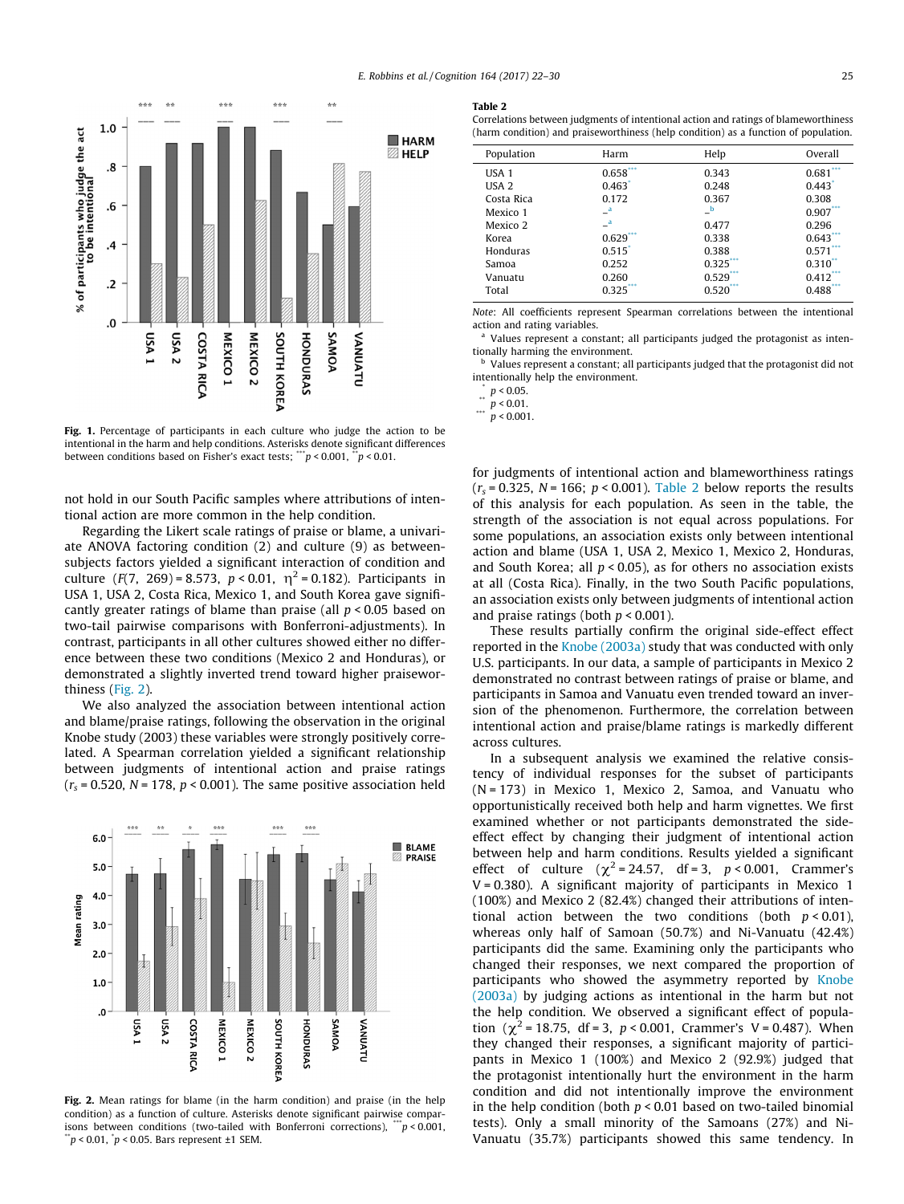Fig. 1. Percentage of participants in each culture who judge the action to be intentional in the harm and help conditions. Asterisks denote significant differences between conditions based on Fisher's exact tests; ***$p < 0.001$, **$p < 0.01$.

not hold in our South Pacific samples where attributions of intentional action are more common in the help condition.

Regarding the Likert scale ratings of praise or blame, a univariate ANOVA factoring condition (2) and culture (9) as between-subjects factors yielded a significant interaction of condition and culture ($F(7, 269) = 8.573$, $p < 0.01$, $\eta^2 = 0.182$). Participants in USA 1, USA 2, Costa Rica, Mexico 1, and South Korea gave significantly greater ratings of blame than praise (all $p < 0.05$ based on two-tail pairwise comparisons with Bonferroni-adjustments). In contrast, participants in all other cultures showed either no difference between these two conditions (Mexico 2 and Honduras), or demonstrated a slightly inverted trend toward higher praiseworthiness (Fig. 2).

We also analyzed the association between intentional action and blame/praise ratings, following the observation in the original Knobe study (2003) these variables were strongly positively correlated. A Spearman correlation yielded a significant relationship between judgments of intentional action and praise ratings ($r_s = 0.520$, $N = 178$, $p < 0.001$). The same positive association held

Fig. 2. Mean ratings for blame (in the harm condition) and praise (in the help condition) as a function of culture. Asterisks denote significant pairwise comparisons between conditions (two-tailed with Bonferroni corrections), ***$p < 0.001$, **$p < 0.01$, *$p < 0.05$. Bars represent ±1 SEM.

**Table 2**

Correlations between judgments of intentional action and ratings of blameworthiness (harm condition) and praiseworthiness (help condition) as a function of population.

| Population | Harm | Help | Overall |
|---|---|---|---|
| USA 1 | 0.658*** | 0.343 | 0.681*** |
| USA 2 | 0.463* | 0.248 | 0.443* |
| Costa Rica | 0.172 | 0.367 | 0.308 |
| Mexico 1 | –[a] | –[b] | 0.907*** |
| Mexico 2 | –[a] | 0.477 | 0.296 |
| Korea | 0.629*** | 0.338 | 0.643*** |
| Honduras | 0.515* | 0.388 | 0.571*** |
| Samoa | 0.252 | 0.325*** | 0.310** |
| Vanuatu | 0.260 | 0.529*** | 0.412*** |
| Total | 0.325*** | 0.520*** | 0.488*** |

*Note*: All coefficients represent Spearman correlations between the intentional action and rating variables.

[a] Values represent a constant; all participants judged the protagonist as intentionally harming the environment.

[b] Values represent a constant; all participants judged that the protagonist did not intentionally help the environment.

* $p < 0.05$.

** $p < 0.01$.

*** $p < 0.001$.

for judgments of intentional action and blameworthiness ratings ($r_s = 0.325$, $N = 166$; $p < 0.001$). Table 2 below reports the results of this analysis for each population. As seen in the table, the strength of the association is not equal across populations. For some populations, an association exists only between intentional action and blame (USA 1, USA 2, Mexico 1, Mexico 2, Honduras, and South Korea; all $p < 0.05$), as for others no association exists at all (Costa Rica). Finally, in the two South Pacific populations, an association exists only between judgments of intentional action and praise ratings (both $p < 0.001$).

These results partially confirm the original side-effect effect reported in the Knobe (2003a) study that was conducted with only U.S. participants. In our data, a sample of participants in Mexico 2 demonstrated no contrast between ratings of praise or blame, and participants in Samoa and Vanuatu even trended toward an inversion of the phenomenon. Furthermore, the correlation between intentional action and praise/blame ratings is markedly different across cultures.

In a subsequent analysis we examined the relative consistency of individual responses for the subset of participants ($N = 173$) in Mexico 1, Mexico 2, Samoa, and Vanuatu who opportunistically received both help and harm vignettes. We first examined whether or not participants demonstrated the side-effect effect by changing their judgment of intentional action between help and harm conditions. Results yielded a significant effect of culture ($\chi^2 = 24.57$, df = 3, $p < 0.001$, Crammer's V = 0.380). A significant majority of participants in Mexico 1 (100%) and Mexico 2 (82.4%) changed their attributions of intentional action between the two conditions (both $p < 0.01$), whereas only half of Samoan (50.7%) and Ni-Vanuatu (42.4%) participants did the same. Examining only the participants who changed their responses, we next compared the proportion of participants who showed the asymmetry reported by Knobe (2003a) by judging actions as intentional in the harm but not the help condition. We observed a significant effect of population ($\chi^2 = 18.75$, df = 3, $p < 0.001$, Crammer's V = 0.487). When they changed their responses, a significant majority of participants in Mexico 1 (100%) and Mexico 2 (92.9%) judged that the protagonist intentionally hurt the environment in the harm condition and did not intentionally improve the environment in the help condition (both $p < 0.01$ based on two-tailed binomial tests). Only a small minority of the Samoans (27%) and Ni-Vanuatu (35.7%) participants showed this same tendency. In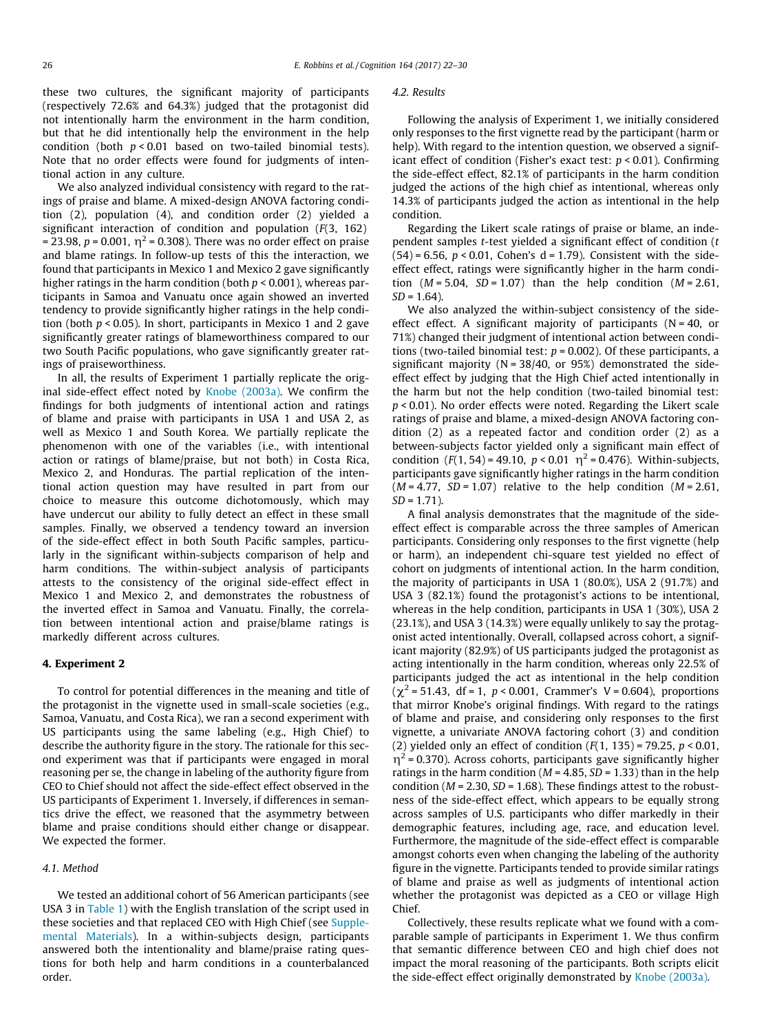these two cultures, the significant majority of participants (respectively 72.6% and 64.3%) judged that the protagonist did not intentionally harm the environment in the harm condition, but that he did intentionally help the environment in the help condition (both $p < 0.01$ based on two-tailed binomial tests). Note that no order effects were found for judgments of intentional action in any culture.

We also analyzed individual consistency with regard to the ratings of praise and blame. A mixed-design ANOVA factoring condition (2), population (4), and condition order (2) yielded a significant interaction of condition and population ($F(3, 162) = 23.98$, $p = 0.001$, $\eta^2 = 0.308$). There was no order effect on praise and blame ratings. In follow-up tests of this the interaction, we found that participants in Mexico 1 and Mexico 2 gave significantly higher ratings in the harm condition (both $p < 0.001$), whereas participants in Samoa and Vanuatu once again showed an inverted tendency to provide significantly higher ratings in the help condition (both $p < 0.05$). In short, participants in Mexico 1 and 2 gave significantly greater ratings of blameworthiness compared to our two South Pacific populations, who gave significantly greater ratings of praiseworthiness.

In all, the results of Experiment 1 partially replicate the original side-effect effect noted by Knobe (2003a). We confirm the findings for both judgments of intentional action and ratings of blame and praise with participants in USA 1 and USA 2, as well as Mexico 1 and South Korea. We partially replicate the phenomenon with one of the variables (i.e., with intentional action or ratings of blame/praise, but not both) in Costa Rica, Mexico 2, and Honduras. The partial replication of the intentional action question may have resulted in part from our choice to measure this outcome dichotomously, which may have undercut our ability to fully detect an effect in these small samples. Finally, we observed a tendency toward an inversion of the side-effect effect in both South Pacific samples, particularly in the significant within-subjects comparison of help and harm conditions. The within-subject analysis of participants attests to the consistency of the original side-effect effect in Mexico 1 and Mexico 2, and demonstrates the robustness of the inverted effect in Samoa and Vanuatu. Finally, the correlation between intentional action and praise/blame ratings is markedly different across cultures.

## 4. Experiment 2

To control for potential differences in the meaning and title of the protagonist in the vignette used in small-scale societies (e.g., Samoa, Vanuatu, and Costa Rica), we ran a second experiment with US participants using the same labeling (e.g., High Chief) to describe the authority figure in the story. The rationale for this second experiment was that if participants were engaged in moral reasoning per se, the change in labeling of the authority figure from CEO to Chief should not affect the side-effect effect observed in the US participants of Experiment 1. Inversely, if differences in semantics drive the effect, we reasoned that the asymmetry between blame and praise conditions should either change or disappear. We expected the former.

### 4.1. Method

We tested an additional cohort of 56 American participants (see USA 3 in Table 1) with the English translation of the script used in these societies and that replaced CEO with High Chief (see Supplemental Materials). In a within-subjects design, participants answered both the intentionality and blame/praise rating questions for both help and harm conditions in a counterbalanced order.

### 4.2. Results

Following the analysis of Experiment 1, we initially considered only responses to the first vignette read by the participant (harm or help). With regard to the intention question, we observed a significant effect of condition (Fisher's exact test: $p < 0.01$). Confirming the side-effect effect, 82.1% of participants in the harm condition judged the actions of the high chief as intentional, whereas only 14.3% of participants judged the action as intentional in the help condition.

Regarding the Likert scale ratings of praise or blame, an independent samples *t*-test yielded a significant effect of condition ($t(54) = 6.56$, $p < 0.01$, Cohen's $d = 1.79$). Consistent with the side-effect effect, ratings were significantly higher in the harm condition ($M = 5.04$, $SD = 1.07$) than the help condition ($M = 2.61$, $SD = 1.64$).

We also analyzed the within-subject consistency of the side-effect effect. A significant majority of participants ($N = 40$, or 71%) changed their judgment of intentional action between conditions (two-tailed binomial test: $p = 0.002$). Of these participants, a significant majority ($N = 38/40$, or 95%) demonstrated the side-effect effect by judging that the High Chief acted intentionally in the harm but not the help condition (two-tailed binomial test: $p < 0.01$). No order effects were noted. Regarding the Likert scale ratings of praise and blame, a mixed-design ANOVA factoring condition (2) as a repeated factor and condition order (2) as a between-subjects factor yielded only a significant main effect of condition ($F(1, 54) = 49.10$, $p < 0.01$ $\eta^2 = 0.476$). Within-subjects, participants gave significantly higher ratings in the harm condition ($M = 4.77$, $SD = 1.07$) relative to the help condition ($M = 2.61$, $SD = 1.71$).

A final analysis demonstrates that the magnitude of the side-effect effect is comparable across the three samples of American participants. Considering only responses to the first vignette (help or harm), an independent chi-square test yielded no effect of cohort on judgments of intentional action. In the harm condition, the majority of participants in USA 1 (80.0%), USA 2 (91.7%) and USA 3 (82.1%) found the protagonist's actions to be intentional, whereas in the help condition, participants in USA 1 (30%), USA 2 (23.1%), and USA 3 (14.3%) were equally unlikely to say the protagonist acted intentionally. Overall, collapsed across cohort, a significant majority (82.9%) of US participants judged the protagonist as acting intentionally in the harm condition, whereas only 22.5% of participants judged the act as intentional in the help condition ($\chi^2 = 51.43$, $df = 1$, $p < 0.001$, Crammer's $V = 0.604$), proportions that mirror Knobe's original findings. With regard to the ratings of blame and praise, and considering only responses to the first vignette, a univariate ANOVA factoring cohort (3) and condition (2) yielded only an effect of condition ($F(1, 135) = 79.25$, $p < 0.01$, $\eta^2 = 0.370$). Across cohorts, participants gave significantly higher ratings in the harm condition ($M = 4.85$, $SD = 1.33$) than in the help condition ($M = 2.30$, $SD = 1.68$). These findings attest to the robustness of the side-effect effect, which appears to be equally strong across samples of U.S. participants who differ markedly in their demographic features, including age, race, and education level. Furthermore, the magnitude of the side-effect effect is comparable amongst cohorts even when changing the labeling of the authority figure in the vignette. Participants tended to provide similar ratings of blame and praise as well as judgments of intentional action whether the protagonist was depicted as a CEO or village High Chief.

Collectively, these results replicate what we found with a comparable sample of participants in Experiment 1. We thus confirm that semantic difference between CEO and high chief does not impact the moral reasoning of the participants. Both scripts elicit the side-effect effect originally demonstrated by Knobe (2003a).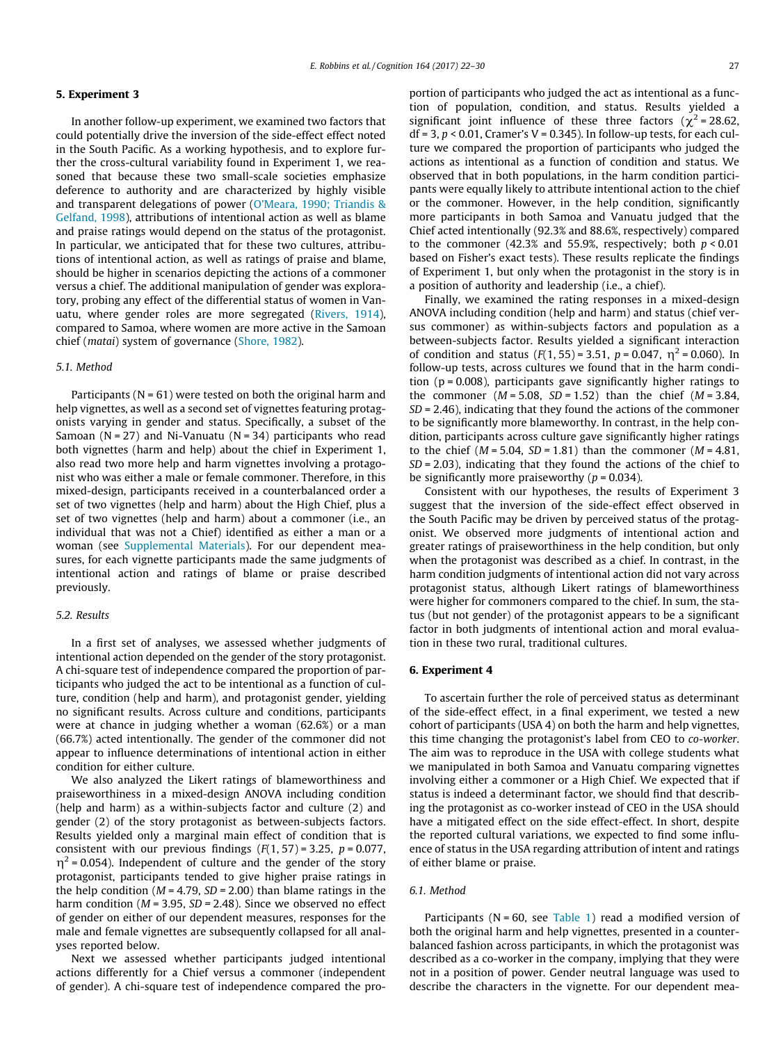## 5. Experiment 3

In another follow-up experiment, we examined two factors that could potentially drive the inversion of the side-effect effect noted in the South Pacific. As a working hypothesis, and to explore further the cross-cultural variability found in Experiment 1, we reasoned that because these two small-scale societies emphasize deference to authority and are characterized by highly visible and transparent delegations of power (O'Meara, 1990; Triandis & Gelfand, 1998), attributions of intentional action as well as blame and praise ratings would depend on the status of the protagonist. In particular, we anticipated that for these two cultures, attributions of intentional action, as well as ratings of praise and blame, should be higher in scenarios depicting the actions of a commoner versus a chief. The additional manipulation of gender was exploratory, probing any effect of the differential status of women in Vanuatu, where gender roles are more segregated (Rivers, 1914), compared to Samoa, where women are more active in the Samoan chief (*matai*) system of governance (Shore, 1982).

### 5.1. Method

Participants (N = 61) were tested on both the original harm and help vignettes, as well as a second set of vignettes featuring protagonists varying in gender and status. Specifically, a subset of the Samoan (N = 27) and Ni-Vanuatu (N = 34) participants who read both vignettes (harm and help) about the chief in Experiment 1, also read two more help and harm vignettes involving a protagonist who was either a male or female commoner. Therefore, in this mixed-design, participants received in a counterbalanced order a set of two vignettes (help and harm) about the High Chief, plus a set of two vignettes (help and harm) about a commoner (i.e., an individual that was not a Chief) identified as either a man or a woman (see Supplemental Materials). For our dependent measures, for each vignette participants made the same judgments of intentional action and ratings of blame or praise described previously.

### 5.2. Results

In a first set of analyses, we assessed whether judgments of intentional action depended on the gender of the story protagonist. A chi-square test of independence compared the proportion of participants who judged the act to be intentional as a function of culture, condition (help and harm), and protagonist gender, yielding no significant results. Across culture and conditions, participants were at chance in judging whether a woman (62.6%) or a man (66.7%) acted intentionally. The gender of the commoner did not appear to influence determinations of intentional action in either condition for either culture.

We also analyzed the Likert ratings of blameworthiness and praiseworthiness in a mixed-design ANOVA including condition (help and harm) as a within-subjects factor and culture (2) and gender (2) of the story protagonist as between-subjects factors. Results yielded only a marginal main effect of condition that is consistent with our previous findings ($F(1, 57) = 3.25$, $p = 0.077$, $\eta^2 = 0.054$). Independent of culture and the gender of the story protagonist, participants tended to give higher praise ratings in the help condition ($M = 4.79$, $SD = 2.00$) than blame ratings in the harm condition ($M = 3.95$, $SD = 2.48$). Since we observed no effect of gender on either of our dependent measures, responses for the male and female vignettes are subsequently collapsed for all analyses reported below.

Next we assessed whether participants judged intentional actions differently for a Chief versus a commoner (independent of gender). A chi-square test of independence compared the proportion of participants who judged the act as intentional as a function of population, condition, and status. Results yielded a significant joint influence of these three factors ($\chi^2 = 28.62$, df = 3, $p < 0.01$, Cramer's V = 0.345). In follow-up tests, for each culture we compared the proportion of participants who judged the actions as intentional as a function of condition and status. We observed that in both populations, in the harm condition participants were equally likely to attribute intentional action to the chief or the commoner. However, in the help condition, significantly more participants in both Samoa and Vanuatu judged that the Chief acted intentionally (92.3% and 88.6%, respectively) compared to the commoner (42.3% and 55.9%, respectively; both $p < 0.01$ based on Fisher's exact tests). These results replicate the findings of Experiment 1, but only when the protagonist in the story is in a position of authority and leadership (i.e., a chief).

Finally, we examined the rating responses in a mixed-design ANOVA including condition (help and harm) and status (chief versus commoner) as within-subjects factors and population as a between-subjects factor. Results yielded a significant interaction of condition and status ($F(1, 55) = 3.51$, $p = 0.047$, $\eta^2 = 0.060$). In follow-up tests, across cultures we found that in the harm condition ($p = 0.008$), participants gave significantly higher ratings to the commoner ($M = 5.08$, $SD = 1.52$) than the chief ($M = 3.84$, $SD = 2.46$), indicating that they found the actions of the commoner to be significantly more blameworthy. In contrast, in the help condition, participants across culture gave significantly higher ratings to the chief ($M = 5.04$, $SD = 1.81$) than the commoner ($M = 4.81$, $SD = 2.03$), indicating that they found the actions of the chief to be significantly more praiseworthy ($p = 0.034$).

Consistent with our hypotheses, the results of Experiment 3 suggest that the inversion of the side-effect effect observed in the South Pacific may be driven by perceived status of the protagonist. We observed more judgments of intentional action and greater ratings of praiseworthiness in the help condition, but only when the protagonist was described as a chief. In contrast, in the harm condition judgments of intentional action did not vary across protagonist status, although Likert ratings of blameworthiness were higher for commoners compared to the chief. In sum, the status (but not gender) of the protagonist appears to be a significant factor in both judgments of intentional action and moral evaluation in these two rural, traditional cultures.

## 6. Experiment 4

To ascertain further the role of perceived status as determinant of the side-effect effect, in a final experiment, we tested a new cohort of participants (USA 4) on both the harm and help vignettes, this time changing the protagonist's label from CEO to *co-worker*. The aim was to reproduce in the USA with college students what we manipulated in both Samoa and Vanuatu comparing vignettes involving either a commoner or a High Chief. We expected that if status is indeed a determinant factor, we should find that describing the protagonist as co-worker instead of CEO in the USA should have a mitigated effect on the side effect-effect. In short, despite the reported cultural variations, we expected to find some influence of status in the USA regarding attribution of intent and ratings of either blame or praise.

### 6.1. Method

Participants (N = 60, see Table 1) read a modified version of both the original harm and help vignettes, presented in a counterbalanced fashion across participants, in which the protagonist was described as a co-worker in the company, implying that they were not in a position of power. Gender neutral language was used to describe the characters in the vignette. For our dependent mea-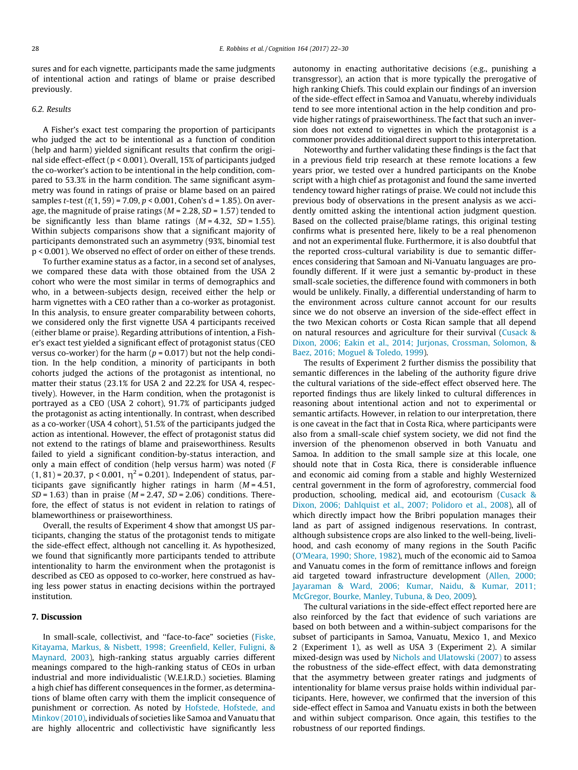sures and for each vignette, participants made the same judgments of intentional action and ratings of blame or praise described previously.

### 6.2. Results

A Fisher's exact test comparing the proportion of participants who judged the act to be intentional as a function of condition (help and harm) yielded significant results that confirm the original side effect-effect ($p < 0.001$). Overall, 15% of participants judged the co-worker's action to be intentional in the help condition, compared to 53.3% in the harm condition. The same significant asymmetry was found in ratings of praise or blame based on an paired samples *t*-test ($t(1, 59) = 7.09$, $p < 0.001$, Cohen's d = 1.85). On average, the magnitude of praise ratings ($M = 2.28$, $SD = 1.57$) tended to be significantly less than blame ratings ($M = 4.32$, $SD = 1.55$). Within subjects comparisons show that a significant majority of participants demonstrated such an asymmetry (93%, binomial test $p < 0.001$). We observed no effect of order on either of these trends.

To further examine status as a factor, in a second set of analyses, we compared these data with those obtained from the USA 2 cohort who were the most similar in terms of demographics and who, in a between-subjects design, received either the help or harm vignettes with a CEO rather than a co-worker as protagonist. In this analysis, to ensure greater comparability between cohorts, we considered only the first vignette USA 4 participants received (either blame or praise). Regarding attributions of intention, a Fisher's exact test yielded a significant effect of protagonist status (CEO versus co-worker) for the harm ($p = 0.017$) but not the help condition. In the help condition, a minority of participants in both cohorts judged the actions of the protagonist as intentional, no matter their status (23.1% for USA 2 and 22.2% for USA 4, respectively). However, in the Harm condition, when the protagonist is portrayed as a CEO (USA 2 cohort), 91.7% of participants judged the protagonist as acting intentionally. In contrast, when described as a co-worker (USA 4 cohort), 51.5% of the participants judged the action as intentional. However, the effect of protagonist status did not extend to the ratings of blame and praiseworthiness. Results failed to yield a significant condition-by-status interaction, and only a main effect of condition (help versus harm) was noted ($F(1, 81) = 20.37$, $p < 0.001$, $\eta^2 = 0.201$). Independent of status, participants gave significantly higher ratings in harm ($M = 4.51$, $SD = 1.63$) than in praise ($M = 2.47$, $SD = 2.06$) conditions. Therefore, the effect of status is not evident in relation to ratings of blameworthiness or praiseworthiness.

Overall, the results of Experiment 4 show that amongst US participants, changing the status of the protagonist tends to mitigate the side-effect effect, although not cancelling it. As hypothesized, we found that significantly more participants tended to attribute intentionality to harm the environment when the protagonist is described as CEO as opposed to co-worker, here construed as having less power status in enacting decisions within the portrayed institution.

## 7. Discussion

In small-scale, collectivist, and "face-to-face" societies (Fiske, Kitayama, Markus, & Nisbett, 1998; Greenfield, Keller, Fuligni, & Maynard, 2003), high-ranking status arguably carries different meanings compared to the high-ranking status of CEOs in urban industrial and more individualistic (W.E.I.R.D.) societies. Blaming a high chief has different consequences in the former, as determinations of blame often carry with them the implicit consequence of punishment or correction. As noted by Hofstede, Hofstede, and Minkov (2010), individuals of societies like Samoa and Vanuatu that are highly allocentric and collectivistic have significantly less autonomy in enacting authoritative decisions (e.g., punishing a transgressor), an action that is more typically the prerogative of high ranking Chiefs. This could explain our findings of an inversion of the side-effect effect in Samoa and Vanuatu, whereby individuals tend to see more intentional action in the help condition and provide higher ratings of praiseworthiness. The fact that such an inversion does not extend to vignettes in which the protagonist is a commoner provides additional direct support to this interpretation.

Noteworthy and further validating these findings is the fact that in a previous field trip research at these remote locations a few years prior, we tested over a hundred participants on the Knobe script with a high chief as protagonist and found the same inverted tendency toward higher ratings of praise. We could not include this previous body of observations in the present analysis as we accidently omitted asking the intentional action judgment question. Based on the collected praise/blame ratings, this original testing confirms what is presented here, likely to be a real phenomenon and not an experimental fluke. Furthermore, it is also doubtful that the reported cross-cultural variability is due to semantic differences considering that Samoan and Ni-Vanuatu languages are profoundly different. If it were just a semantic by-product in these small-scale societies, the difference found with commoners in both would be unlikely. Finally, a differential understanding of harm to the environment across culture cannot account for our results since we do not observe an inversion of the side-effect effect in the two Mexican cohorts or Costa Rican sample that all depend on natural resources and agriculture for their survival (Cusack & Dixon, 2006; Eakin et al., 2014; Jurjonas, Crossman, Solomon, & Baez, 2016; Moguel & Toledo, 1999).

The results of Experiment 2 further dismiss the possibility that semantic differences in the labeling of the authority figure drive the cultural variations of the side-effect effect observed here. The reported findings thus are likely linked to cultural differences in reasoning about intentional action and not to experimental or semantic artifacts. However, in relation to our interpretation, there is one caveat in the fact that in Costa Rica, where participants were also from a small-scale chief system society, we did not find the inversion of the phenomenon observed in both Vanuatu and Samoa. In addition to the small sample size at this locale, one should note that in Costa Rica, there is considerable influence and economic aid coming from a stable and highly Westernized central government in the form of agroforestry, commercial food production, schooling, medical aid, and ecotourism (Cusack & Dixon, 2006; Dahlquist et al., 2007; Polidoro et al., 2008), all of which directly impact how the Bribri population manages their land as part of assigned indigenous reservations. In contrast, although subsistence crops are also linked to the well-being, livelihood, and cash economy of many regions in the South Pacific (O'Meara, 1990; Shore, 1982), much of the economic aid to Samoa and Vanuatu comes in the form of remittance inflows and foreign aid targeted toward infrastructure development (Allen, 2000; Jayaraman & Ward, 2006; Kumar, Naidu, & Kumar, 2011; McGregor, Bourke, Manley, Tubuna, & Deo, 2009).

The cultural variations in the side-effect effect reported here are also reinforced by the fact that evidence of such variations are based on both between and a within-subject comparisons for the subset of participants in Samoa, Vanuatu, Mexico 1, and Mexico 2 (Experiment 1), as well as USA 3 (Experiment 2). A similar mixed-design was used by Nichols and Ulatowski (2007) to assess the robustness of the side-effect effect, with data demonstrating that the asymmetry between greater ratings and judgments of intentionality for blame versus praise holds within individual participants. Here, however, we confirmed that the inversion of this side-effect effect in Samoa and Vanuatu exists in both the between and within subject comparison. Once again, this testifies to the robustness of our reported findings.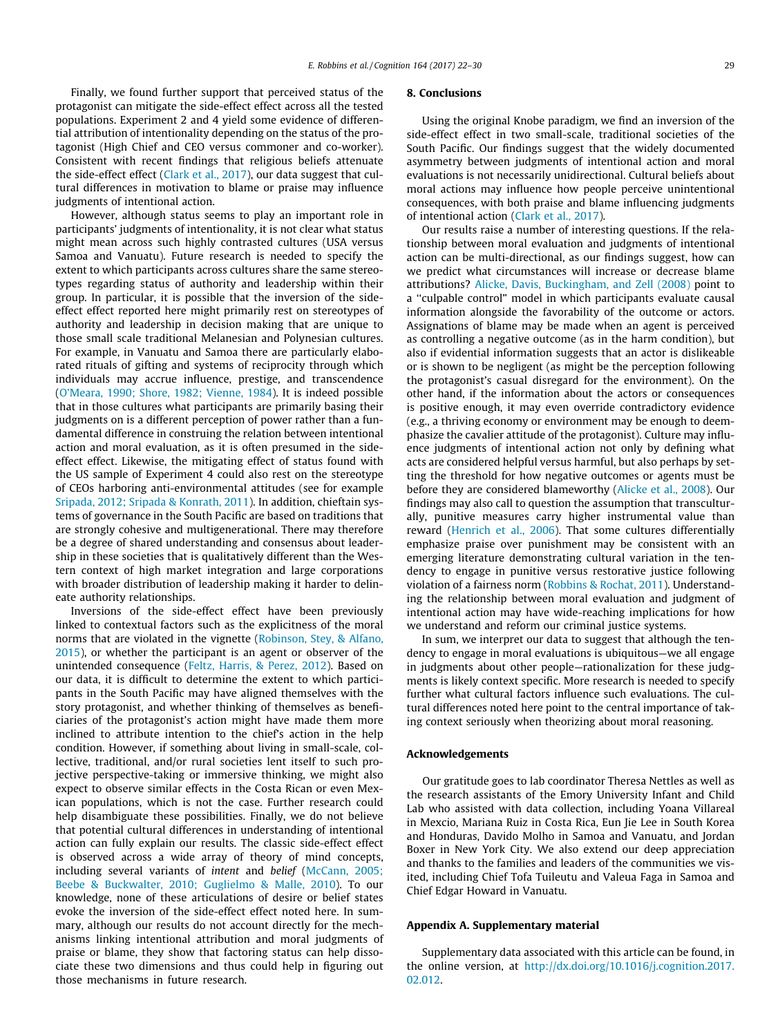Finally, we found further support that perceived status of the protagonist can mitigate the side-effect effect across all the tested populations. Experiment 2 and 4 yield some evidence of differential attribution of intentionality depending on the status of the protagonist (High Chief and CEO versus commoner and co-worker). Consistent with recent findings that religious beliefs attenuate the side-effect effect (Clark et al., 2017), our data suggest that cultural differences in motivation to blame or praise may influence judgments of intentional action.

However, although status seems to play an important role in participants' judgments of intentionality, it is not clear what status might mean across such highly contrasted cultures (USA versus Samoa and Vanuatu). Future research is needed to specify the extent to which participants across cultures share the same stereotypes regarding status of authority and leadership within their group. In particular, it is possible that the inversion of the side-effect effect reported here might primarily rest on stereotypes of authority and leadership in decision making that are unique to those small scale traditional Melanesian and Polynesian cultures. For example, in Vanuatu and Samoa there are particularly elaborated rituals of gifting and systems of reciprocity through which individuals may accrue influence, prestige, and transcendence (O'Meara, 1990; Shore, 1982; Vienne, 1984). It is indeed possible that in those cultures what participants are primarily basing their judgments on is a different perception of power rather than a fundamental difference in construing the relation between intentional action and moral evaluation, as it is often presumed in the side-effect effect. Likewise, the mitigating effect of status found with the US sample of Experiment 4 could also rest on the stereotype of CEOs harboring anti-environmental attitudes (see for example Sripada, 2012; Sripada & Konrath, 2011). In addition, chieftain systems of governance in the South Pacific are based on traditions that are strongly cohesive and multigenerational. There may therefore be a degree of shared understanding and consensus about leadership in these societies that is qualitatively different than the Western context of high market integration and large corporations with broader distribution of leadership making it harder to delineate authority relationships.

Inversions of the side-effect effect have been previously linked to contextual factors such as the explicitness of the moral norms that are violated in the vignette (Robinson, Stey, & Alfano, 2015), or whether the participant is an agent or observer of the unintended consequence (Feltz, Harris, & Perez, 2012). Based on our data, it is difficult to determine the extent to which participants in the South Pacific may have aligned themselves with the story protagonist, and whether thinking of themselves as beneficiaries of the protagonist's action might have made them more inclined to attribute intention to the chief's action in the help condition. However, if something about living in small-scale, collective, traditional, and/or rural societies lent itself to such projective perspective-taking or immersive thinking, we might also expect to observe similar effects in the Costa Rican or even Mexican populations, which is not the case. Further research could help disambiguate these possibilities. Finally, we do not believe that potential cultural differences in understanding of intentional action can fully explain our results. The classic side-effect effect is observed across a wide array of theory of mind concepts, including several variants of *intent* and *belief* (McCann, 2005; Beebe & Buckwalter, 2010; Guglielmo & Malle, 2010). To our knowledge, none of these articulations of desire or belief states evoke the inversion of the side-effect effect noted here. In summary, although our results do not account directly for the mechanisms linking intentional attribution and moral judgments of praise or blame, they show that factoring status can help dissociate these two dimensions and thus could help in figuring out those mechanisms in future research.

## 8. Conclusions

Using the original Knobe paradigm, we find an inversion of the side-effect effect in two small-scale, traditional societies of the South Pacific. Our findings suggest that the widely documented asymmetry between judgments of intentional action and moral evaluations is not necessarily unidirectional. Cultural beliefs about moral actions may influence how people perceive unintentional consequences, with both praise and blame influencing judgments of intentional action (Clark et al., 2017).

Our results raise a number of interesting questions. If the relationship between moral evaluation and judgments of intentional action can be multi-directional, as our findings suggest, how can we predict what circumstances will increase or decrease blame attributions? Alicke, Davis, Buckingham, and Zell (2008) point to a "culpable control" model in which participants evaluate causal information alongside the favorability of the outcome or actors. Assignations of blame may be made when an agent is perceived as controlling a negative outcome (as in the harm condition), but also if evidential information suggests that an actor is dislikeable or is shown to be negligent (as might be the perception following the protagonist's casual disregard for the environment). On the other hand, if the information about the actors or consequences is positive enough, it may even override contradictory evidence (e.g., a thriving economy or environment may be enough to deemphasize the cavalier attitude of the protagonist). Culture may influence judgments of intentional action not only by defining what acts are considered helpful versus harmful, but also perhaps by setting the threshold for how negative outcomes or agents must be before they are considered blameworthy (Alicke et al., 2008). Our findings may also call to question the assumption that transculturally, punitive measures carry higher instrumental value than reward (Henrich et al., 2006). That some cultures differentially emphasize praise over punishment may be consistent with an emerging literature demonstrating cultural variation in the tendency to engage in punitive versus restorative justice following violation of a fairness norm (Robbins & Rochat, 2011). Understanding the relationship between moral evaluation and judgment of intentional action may have wide-reaching implications for how we understand and reform our criminal justice systems.

In sum, we interpret our data to suggest that although the tendency to engage in moral evaluations is ubiquitous—we all engage in judgments about other people—rationalization for these judgments is likely context specific. More research is needed to specify further what cultural factors influence such evaluations. The cultural differences noted here point to the central importance of taking context seriously when theorizing about moral reasoning.

## Acknowledgements

Our gratitude goes to lab coordinator Theresa Nettles as well as the research assistants of the Emory University Infant and Child Lab who assisted with data collection, including Yoana Villareal in Mexcio, Mariana Ruiz in Costa Rica, Eun Jie Lee in South Korea and Honduras, Davido Molho in Samoa and Vanuatu, and Jordan Boxer in New York City. We also extend our deep appreciation and thanks to the families and leaders of the communities we visited, including Chief Tofa Tuileutu and Valeua Faga in Samoa and Chief Edgar Howard in Vanuatu.

## Appendix A. Supplementary material

Supplementary data associated with this article can be found, in the online version, at http://dx.doi.org/10.1016/j.cognition.2017.02.012.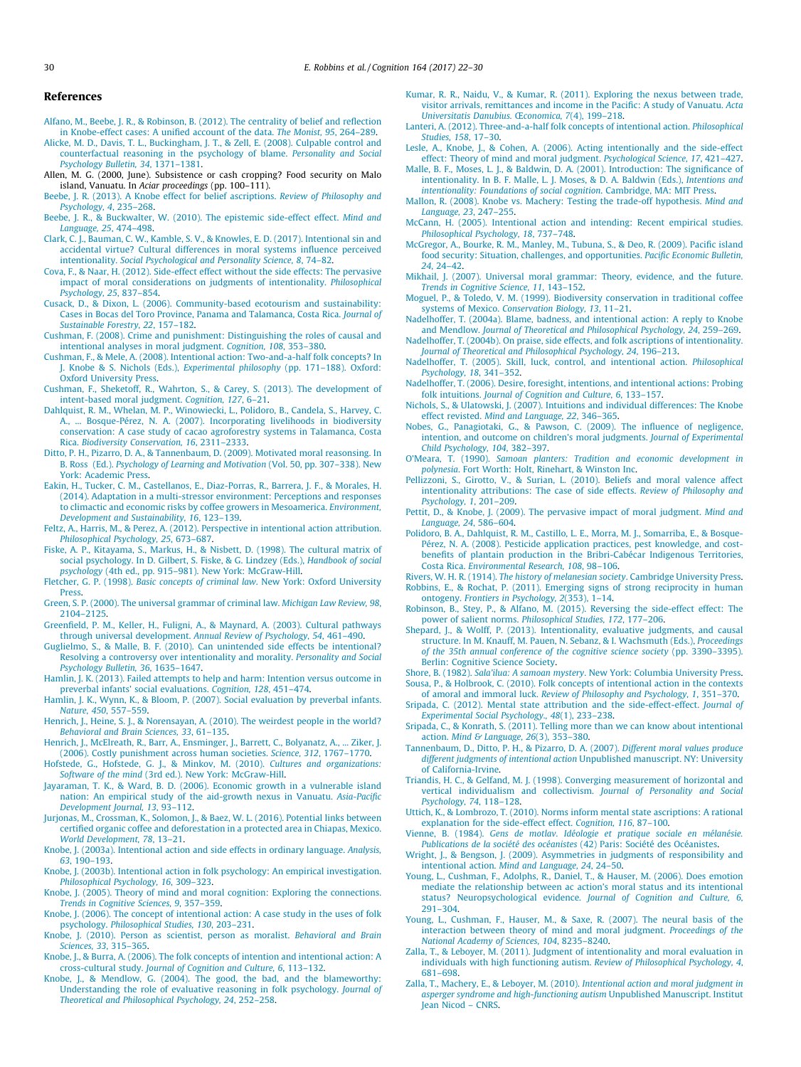## References

Alfano, M., Beebe, J. R., & Robinson, B. (2012). The centrality of belief and reflection in Knobe-effect cases: A unified account of the data. *The Monist, 95*, 264–289.

Alicke, M. D., Davis, T. L., Buckingham, J. T., & Zell, E. (2008). Culpable control and counterfactual reasoning in the psychology of blame. *Personality and Social Psychology Bulletin, 34*, 1371–1381.

Allen, M. G. (2000, June). Subsistence or cash cropping? Food security on Malo island, Vanuatu. In *Aciar proceedings* (pp. 100–111).

Beebe, J. R. (2013). A Knobe effect for belief ascriptions. *Review of Philosophy and Psychology, 4*, 235–268.

Beebe, J. R., & Buckwalter, W. (2010). The epistemic side-effect effect. *Mind and Language, 25*, 474–498.

Clark, C. J., Bauman, C. W., Kamble, S. V., & Knowles, E. D. (2017). Intentional sin and accidental virtue? Cultural differences in moral systems influence perceived intentionality. *Social Psychological and Personality Science, 8*, 74–82.

Cova, F., & Naar, H. (2012). Side-effect effect without the side effects: The pervasive impact of moral considerations on judgments of intentionality. *Philosophical Psychology, 25*, 837–854.

Cusack, D., & Dixon, L. (2006). Community-based ecotourism and sustainability: Cases in Bocas del Toro Province, Panama and Talamanca, Costa Rica. *Journal of Sustainable Forestry, 22*, 157–182.

Cushman, F. (2008). Crime and punishment: Distinguishing the roles of causal and intentional analyses in moral judgment. *Cognition, 108*, 353–380.

Cushman, F., & Mele, A. (2008). Intentional action: Two-and-a-half folk concepts? In J. Knobe & S. Nichols (Eds.), *Experimental philosophy* (pp. 171–188). Oxford: Oxford University Press.

Cushman, F., Sheketoff, R., Wahrton, S., & Carey, S. (2013). The development of intent-based moral judgment. *Cognition, 127*, 6–21.

Dahlquist, R. M., Whelan, M. P., Winowiecki, L., Polidoro, B., Candela, S., Harvey, C. A., ... Bosque-Pérez, N. A. (2007). Incorporating livelihoods in biodiversity conservation: A case study of cacao agroforestry systems in Talamanca, Costa Rica. *Biodiversity Conservation, 16*, 2311–2333.

Ditto, P. H., Pizarro, D. A., & Tannenbaum, D. (2009). Motivated moral reasoning. In B. Ross (Ed.). *Psychology of Learning and Motivation* (Vol. 50, pp. 307–338). New York: Academic Press.

Eakin, H., Tucker, C. M., Castellanos, E., Diaz-Porras, R., Barrera, J. F., & Morales, H. (2014). Adaptation in a multi-stressor environment: Perceptions and responses to climatic and economic risks by coffee growers in Mesoamerica. *Environment, Development and Sustainability, 16*, 123–139.

Feltz, A., Harris, M., & Perez, A. (2012). Perspective in intentional action attribution. *Philosophical Psychology, 25*, 673–687.

Fiske, A. P., Kitayama, S., Markus, H., & Nisbett, D. (1998). The cultural matrix of social psychology. In D. Gilbert, S. Fiske, & G. Lindzey (Eds.), *Handbook of social psychology* (4th ed., pp. 915–981). New York: McGraw-Hill.

Fletcher, G. P. (1998). *Basic concepts of criminal law*. New York: Oxford University Press.

Green, S. P. (2000). The universal grammar of criminal law. *Michigan Law Review, 98*, 2104–2125.

Greenfield, P. M., Keller, H., Fuligni, A., & Maynard, A. (2003). Cultural pathways through universal development. *Annual Review of Psychology, 54*, 461–490.

Guglielmo, S., & Malle, B. F. (2010). Can unintended side effects be intentional? Resolving a controversy over intentionality and morality. *Personality and Social Psychology Bulletin, 36*, 1635–1647.

Hamlin, J. K. (2013). Failed attempts to help and harm: Intention versus outcome in preverbal infants' social evaluations. *Cognition, 128*, 451–474.

Hamlin, J. K., Wynn, K., & Bloom, P. (2007). Social evaluation by preverbal infants. *Nature, 450*, 557–559.

Henrich, J., Heine, S. J., & Norensayan, A. (2010). The weirdest people in the world? *Behavioral and Brain Sciences, 33*, 61–135.

Henrich, J., McElreath, R., Barr, A., Ensminger, J., Barrett, C., Bolyanatz, A., ... Ziker, J. (2006). Costly punishment across human societies. *Science, 312*, 1767–1770.

Hofstede, G., Hofstede, G. J., & Minkov, M. (2010). *Cultures and organizations: Software of the mind* (3rd ed.). New York: McGraw-Hill.

Jayaraman, T. K., & Ward, B. D. (2006). Economic growth in a vulnerable island nation: An empirical study of the aid-growth nexus in Vanuatu. *Asia-Pacific Development Journal, 13*, 93–112.

Jurjonas, M., Crossman, K., Solomon, J., & Baez, W. L. (2016). Potential links between certified organic coffee and deforestation in a protected area in Chiapas, Mexico. *World Development, 78*, 13–21.

Knobe, J. (2003a). Intentional action and side effects in ordinary language. *Analysis, 63*, 190–193.

Knobe, J. (2003b). Intentional action in folk psychology: An empirical investigation. *Philosophical Psychology, 16*, 309–323.

Knobe, J. (2005). Theory of mind and moral cognition: Exploring the connections. *Trends in Cognitive Sciences, 9*, 357–359.

Knobe, J. (2006). The concept of intentional action: A case study in the uses of folk psychology. *Philosophical Studies, 130*, 203–231.

Knobe, J. (2010). Person as scientist, person as moralist. *Behavioral and Brain Sciences, 33*, 315–365.

Knobe, J., & Burra, A. (2006). The folk concepts of intention and intentional action: A cross-cultural study. *Journal of Cognition and Culture, 6*, 113–132.

Knobe, J., & Mendlow, G. (2004). The good, the bad, and the blameworthy: Understanding the role of evaluative reasoning in folk psychology. *Journal of Theoretical and Philosophical Psychology, 24*, 252–258.

Kumar, R. R., Naidu, V., & Kumar, R. (2011). Exploring the nexus between trade, visitor arrivals, remittances and income in the Pacific: A study of Vanuatu. *Acta Universitatis Danubius. Œconomica, 7*(4), 199–218.

Lanteri, A. (2012). Three-and-a-half folk concepts of intentional action. *Philosophical Studies, 158*, 17–30.

Lesle, A., Knobe, J., & Cohen, A. (2006). Acting intentionally and the side-effect effect: Theory of mind and moral judgment. *Psychological Science, 17*, 421–427.

Malle, B. F., Moses, L. J., & Baldwin, D. A. (2001). Introduction: The significance of intentionality. In B. F. Malle, L. J. Moses, & D. A. Baldwin (Eds.), *Intentions and intentionality: Foundations of social cognition*. Cambridge, MA: MIT Press.

Mallon, R. (2008). Knobe vs. Machery: Testing the trade-off hypothesis. *Mind and Language, 23*, 247–255.

McCann, H. (2005). Intentional action and intending: Recent empirical studies. *Philosophical Psychology, 18*, 737–748.

McGregor, A., Bourke, R. M., Manley, M., Tubuna, S., & Deo, R. (2009). Pacific island food security: Situation, challenges, and opportunities. *Pacific Economic Bulletin, 24*, 24–42.

Mikhail, J. (2007). Universal moral grammar: Theory, evidence, and the future. *Trends in Cognitive Science, 11*, 143–152.

Moguel, P., & Toledo, V. M. (1999). Biodiversity conservation in traditional coffee systems of Mexico. *Conservation Biology, 13*, 11–21.

Nadelhoffer, T. (2004a). Blame, badness, and intentional action: A reply to Knobe and Mendlow. *Journal of Theoretical and Philosophical Psychology, 24*, 259–269.

Nadelhoffer, T. (2004b). On praise, side effects, and folk ascriptions of intentionality. *Journal of Theoretical and Philosophical Psychology, 24*, 196–213.

Nadelhoffer, T. (2005). Skill, luck, control, and intentional action. *Philosophical Psychology, 18*, 341–352.

Nadelhoffer, T. (2006). Desire, foresight, intentions, and intentional actions: Probing folk intuitions. *Journal of Cognition and Culture, 6*, 133–157.

Nichols, S., & Ulatowski, J. (2007). Intuitions and individual differences: The Knobe effect revisted. *Mind and Language, 22*, 346–365.

Nobes, G., Panagiotaki, G., & Pawson, C. (2009). The influence of negligence, intention, and outcome on children's moral judgments. *Journal of Experimental Child Psychology, 104*, 382–397.

O'Meara, T. (1990). *Samoan planters: Tradition and economic development in polynesia*. Fort Worth: Holt, Rinehart, & Winston Inc.

Pellizzoni, S., Girotto, V., & Surian, L. (2010). Beliefs and moral valence affect intentionality attributions: The case of side effects. *Review of Philosophy and Psychology, 1*, 201–209.

Pettit, D., & Knobe, J. (2009). The pervasive impact of moral judgment. *Mind and Language, 24*, 586–604.

Polidoro, B. A., Dahlquist, R. M., Castillo, L. E., Morra, M. J., Somarriba, E., & Bosque-Pérez, N. A. (2008). Pesticide application practices, pest knowledge, and cost-benefits of plantain production in the Bribri-Cabécar Indigenous Territories, Costa Rica. *Environmental Research, 108*, 98–106.

Rivers, W. H. R. (1914). *The history of melanesian society*. Cambridge University Press.

Robbins, E., & Rochat, P. (2011). Emerging signs of strong reciprocity in human ontogeny. *Frontiers in Psychology, 2*(353), 1–14.

Robinson, B., Stey, P., & Alfano, M. (2015). Reversing the side-effect effect: The power of salient norms. *Philosophical Studies, 172*, 177–206.

Shepard, J., & Wolff, P. (2013). Intentionality, evaluative judgments, and causal structure. In M. Knauff, M. Pauen, N. Sebanz, & I. Wachsmuth (Eds.), *Proceedings of the 35th annual conference of the cognitive science society* (pp. 3390–3395). Berlin: Cognitive Science Society.

Shore, B. (1982). *Sala'ilua: A samoan mystery*. New York: Columbia University Press.

Sousa, P., & Holbrook, C. (2010). Folk concepts of intentional action in the contexts of amoral and immoral luck. *Review of Philosophy and Psychology, 1*, 351–370.

Sripada, C. (2012). Mental state attribution and the side-effect-effect. *Journal of Experimental Social Psychology., 48*(1), 233–238.

Sripada, C., & Konrath, S. (2011). Telling more than we can know about intentional action. *Mind & Language, 26*(3), 353–380.

Tannenbaum, D., Ditto, P. H., & Pizarro, D. A. (2007). *Different moral values produce different judgments of intentional action* Unpublished manuscript. NY: University of California-Irvine.

Triandis, H. C., & Gelfand, M. J. (1998). Converging measurement of horizontal and vertical individualism and collectivism. *Journal of Personality and Social Psychology, 74*, 118–128.

Uttich, K., & Lombrozo, T. (2010). Norms inform mental state ascriptions: A rational explanation for the side-effect effect. *Cognition, 116*, 87–100.

Vienne, B. (1984). *Gens de motlav. Idéologie et pratique sociale en mélanésie. Publications de la société des océanistes* (42) Paris: Société des Océanistes.

Wright, J., & Bengson, J. (2009). Asymmetries in judgments of responsibility and intentional action. *Mind and Language, 24*, 24–50.

Young, L., Cushman, F., Adolphs, R., Daniel, T., & Hauser, M. (2006). Does emotion mediate the relationship between ac action's moral status and its intentional status? Neuropsychological evidence. *Journal of Cognition and Culture, 6*, 291–304.

Young, L., Cushman, F., Hauser, M., & Saxe, R. (2007). The neural basis of the interaction between theory of mind and moral judgment. *Proceedings of the National Academy of Sciences, 104*, 8235–8240.

Zalla, T., & Leboyer, M. (2011). Judgment of intentionality and moral evaluation in individuals with high functioning autism. *Review of Philosophical Psychology, 4*, 681–698.

Zalla, T., Machery, E., & Leboyer, M. (2010). *Intentional action and moral judgment in asperger syndrome and high-functioning autism* Unpublished Manuscript. Institut Jean Nicod – CNRS.